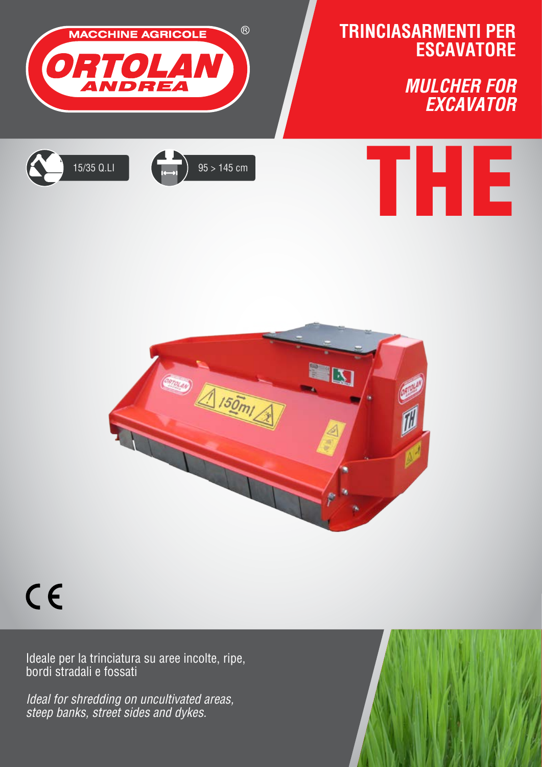MACCHINE AGRICOLE
ORTOLAN ANDREA

# TRINCIASARMENTI PER ESCAVATORE

## *MULCHER FOR EXCAVATOR*

15/35 Q.LI

95 > 145 cm

# THE

Ideale per la trinciatura su aree incolte, ripe, bordi stradali e fossati

*Ideal for shredding on uncultivated areas, steep banks, street sides and dykes.*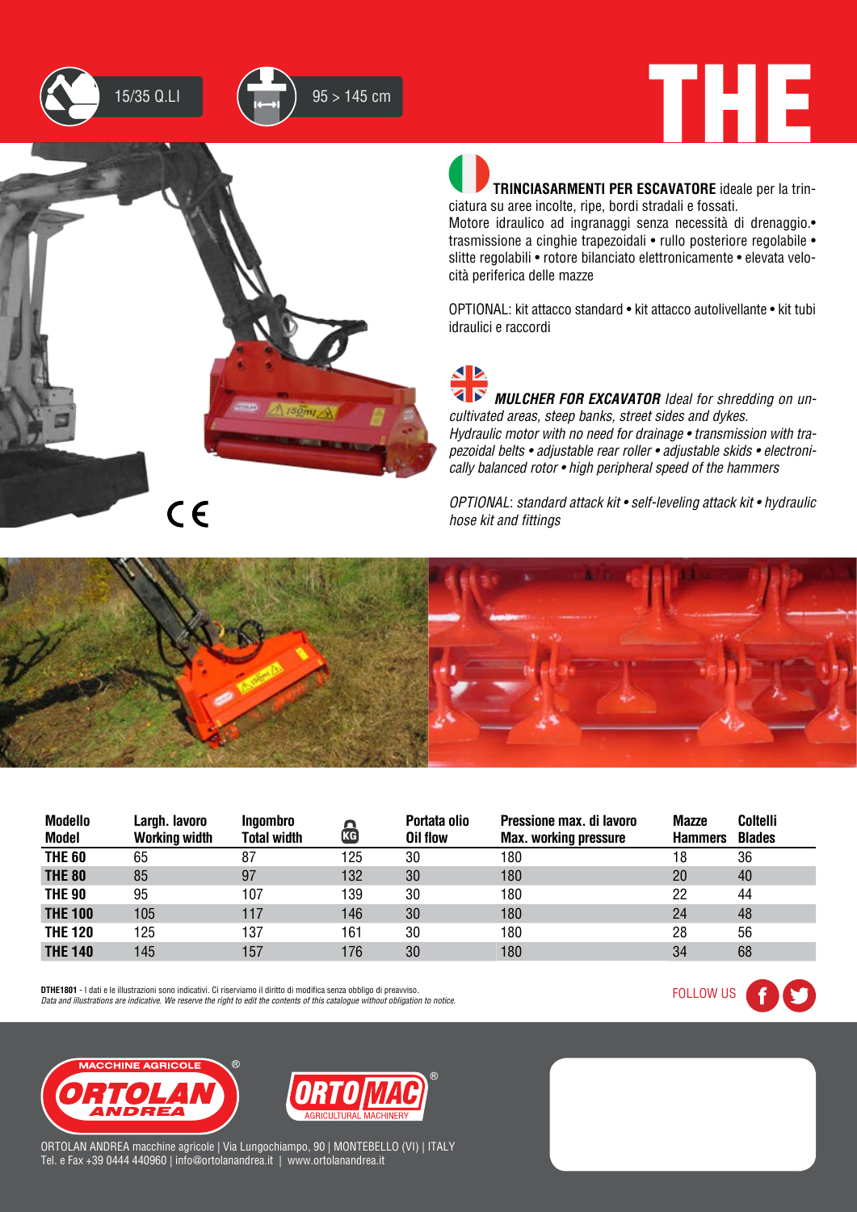15/35 Q.LI

95 > 145 cm

# THE

**TRINCIASARMENTI PER ESCAVATORE** ideale per la trinciatura su aree incolte, ripe, bordi stradali e fossati.
Motore idraulico ad ingranaggi senza necessità di drenaggio.• trasmissione a cinghie trapezoidali • rullo posteriore regolabile • slitte regolabili • rotore bilanciato elettronicamente • elevata velocità periferica delle mazze

OPTIONAL: kit attacco standard • kit attacco autolivellante • kit tubi idraulici e raccordi

***MULCHER FOR EXCAVATOR*** *Ideal for shredding on uncultivated areas, steep banks, street sides and dykes.*
*Hydraulic motor with no need for drainage • transmission with trapezoidal belts • adjustable rear roller • adjustable skids • electronically balanced rotor • high peripheral speed of the hammers*

*OPTIONAL: standard attack kit • self-leveling attack kit • hydraulic hose kit and fittings*

| Modello Model | Largh. lavoro Working width | Ingombro Total width | KG | Portata olio Oil flow | Pressione max. di lavoro Max. working pressure | Mazze Hammers | Coltelli Blades |
|---|---|---|---|---|---|---|---|
| **THE 60** | 65 | 87 | 125 | 30 | 180 | 18 | 36 |
| **THE 80** | 85 | 97 | 132 | 30 | 180 | 20 | 40 |
| **THE 90** | 95 | 107 | 139 | 30 | 180 | 22 | 44 |
| **THE 100** | 105 | 117 | 146 | 30 | 180 | 24 | 48 |
| **THE 120** | 125 | 137 | 161 | 30 | 180 | 28 | 56 |
| **THE 140** | 145 | 157 | 176 | 30 | 180 | 34 | 68 |

**DTHE1801** - I dati e le illustrazioni sono indicativi. Ci riserviamo il diritto di modifica senza obbligo di preavviso.
*Data and illustrations are indicative. We reserve the right to edit the contents of this catalogue without obligation to notice.*

FOLLOW US

ORTOLAN ANDREA macchine agricole | Via Lungochiampo, 90 | MONTEBELLO (VI) | ITALY
Tel. e Fax +39 0444 440960 | info@ortolanandrea.it | www.ortolanandrea.it